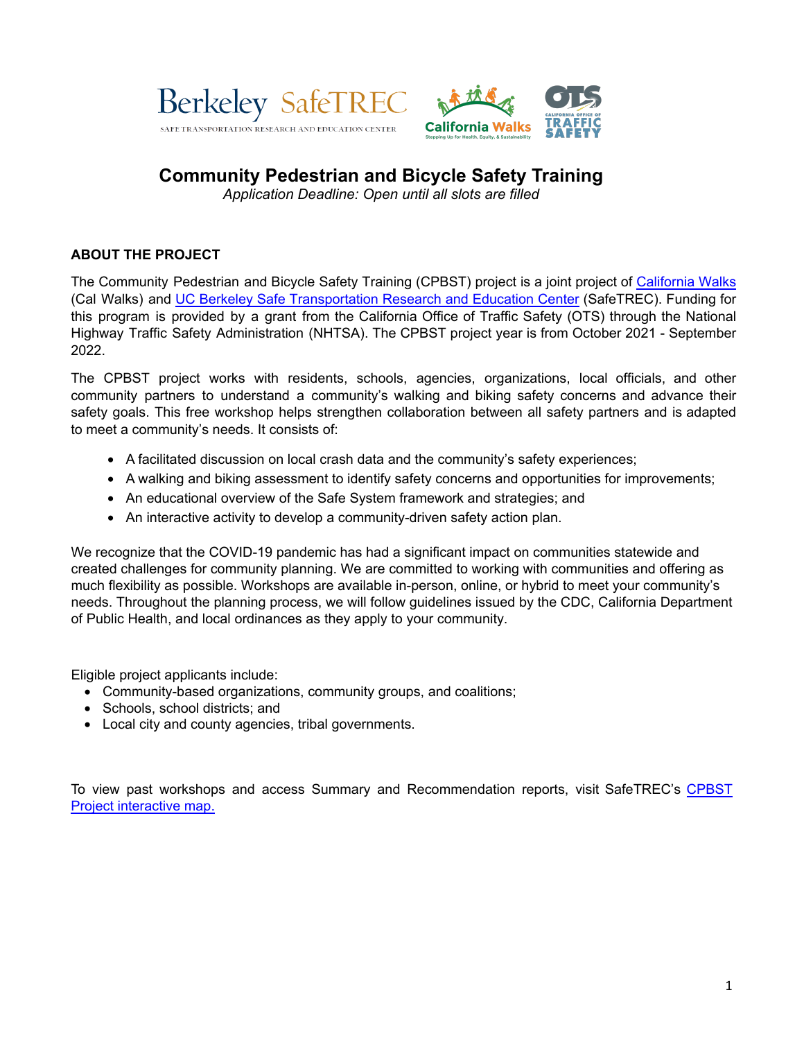# Community Pedestrian and Bicycle Safety Training

*Application Deadline: Open until all slots are filled*

## ABOUT THE PROJECT

The Community Pedestrian and Bicycle Safety Training (CPBST) project is a joint project of [California Walks](#) (Cal Walks) and [UC Berkeley Safe Transportation Research and Education Center](#) (SafeTREC). Funding for this program is provided by a grant from the California Office of Traffic Safety (OTS) through the National Highway Traffic Safety Administration (NHTSA). The CPBST project year is from October 2021 - September 2022.

The CPBST project works with residents, schools, agencies, organizations, local officials, and other community partners to understand a community's walking and biking safety concerns and advance their safety goals. This free workshop helps strengthen collaboration between all safety partners and is adapted to meet a community's needs. It consists of:

- A facilitated discussion on local crash data and the community's safety experiences;
- A walking and biking assessment to identify safety concerns and opportunities for improvements;
- An educational overview of the Safe System framework and strategies; and
- An interactive activity to develop a community-driven safety action plan.

We recognize that the COVID-19 pandemic has had a significant impact on communities statewide and created challenges for community planning. We are committed to working with communities and offering as much flexibility as possible. Workshops are available in-person, online, or hybrid to meet your community's needs. Throughout the planning process, we will follow guidelines issued by the CDC, California Department of Public Health, and local ordinances as they apply to your community.

Eligible project applicants include:

- Community-based organizations, community groups, and coalitions;
- Schools, school districts; and
- Local city and county agencies, tribal governments.

To view past workshops and access Summary and Recommendation reports, visit SafeTREC's [CPBST Project interactive map.](#)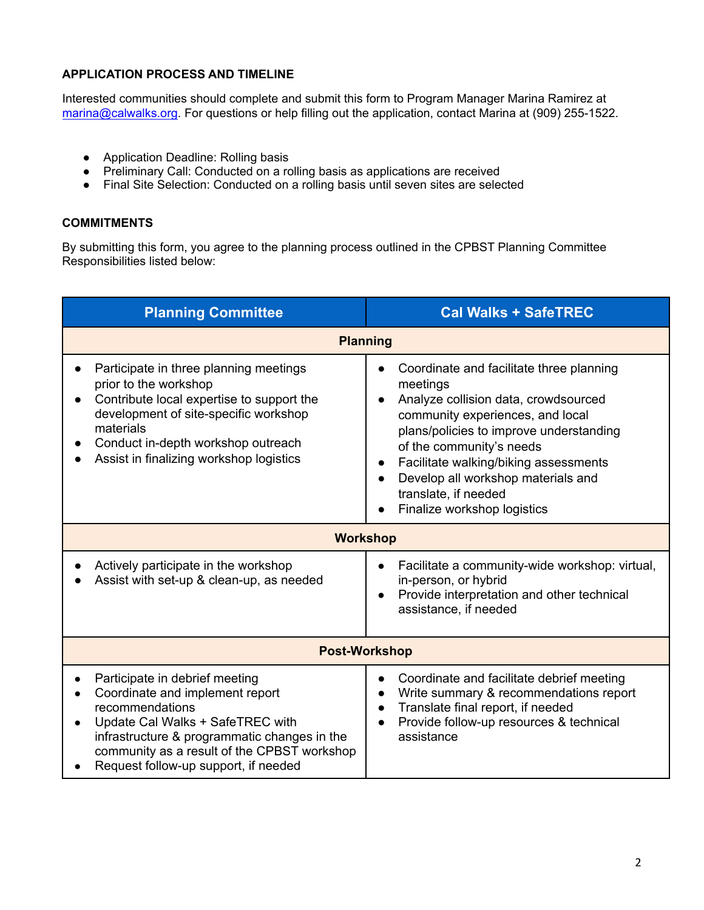**APPLICATION PROCESS AND TIMELINE**

Interested communities should complete and submit this form to Program Manager Marina Ramirez at marina@calwalks.org. For questions or help filling out the application, contact Marina at (909) 255-1522.

- Application Deadline: Rolling basis
- Preliminary Call: Conducted on a rolling basis as applications are received
- Final Site Selection: Conducted on a rolling basis until seven sites are selected

**COMMITMENTS**

By submitting this form, you agree to the planning process outlined in the CPBST Planning Committee Responsibilities listed below:

| Planning Committee | Cal Walks + SafeTREC |
|---|---|
| **Planning** | |
| • Participate in three planning meetings prior to the workshop<br>• Contribute local expertise to support the development of site-specific workshop materials<br>• Conduct in-depth workshop outreach<br>• Assist in finalizing workshop logistics | • Coordinate and facilitate three planning meetings<br>• Analyze collision data, crowdsourced community experiences, and local plans/policies to improve understanding of the community's needs<br>• Facilitate walking/biking assessments<br>• Develop all workshop materials and translate, if needed<br>• Finalize workshop logistics |
| **Workshop** | |
| • Actively participate in the workshop<br>• Assist with set-up & clean-up, as needed | • Facilitate a community-wide workshop: virtual, in-person, or hybrid<br>• Provide interpretation and other technical assistance, if needed |
| **Post-Workshop** | |
| • Participate in debrief meeting<br>• Coordinate and implement report recommendations<br>• Update Cal Walks + SafeTREC with infrastructure & programmatic changes in the community as a result of the CPBST workshop<br>• Request follow-up support, if needed | • Coordinate and facilitate debrief meeting<br>• Write summary & recommendations report<br>• Translate final report, if needed<br>• Provide follow-up resources & technical assistance |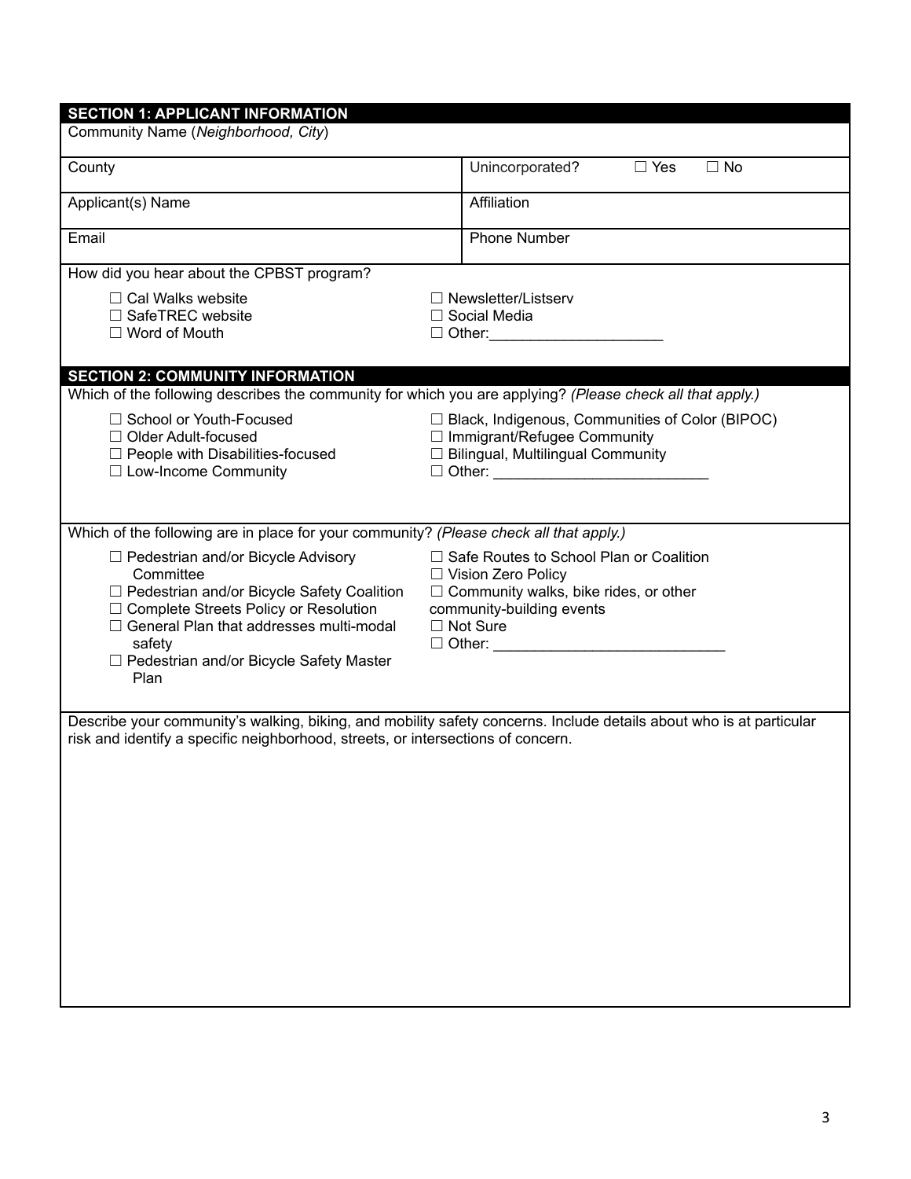## SECTION 1: APPLICANT INFORMATION

| Community Name (*Neighborhood, City*) | |
|---|---|
| County | Unincorporated? ☐ Yes ☐ No |
| Applicant(s) Name | Affiliation |
| Email | Phone Number |

How did you hear about the CPBST program?

- ☐ Cal Walks website
- ☐ SafeTREC website
- ☐ Word of Mouth
- ☐ Newsletter/Listserv
- ☐ Social Media
- ☐ Other:____________________

## SECTION 2: COMMUNITY INFORMATION

Which of the following describes the community for which you are applying? *(Please check all that apply.)*

- ☐ School or Youth-Focused
- ☐ Older Adult-focused
- ☐ People with Disabilities-focused
- ☐ Low-Income Community
- ☐ Black, Indigenous, Communities of Color (BIPOC)
- ☐ Immigrant/Refugee Community
- ☐ Bilingual, Multilingual Community
- ☐ Other: __________________________

Which of the following are in place for your community? *(Please check all that apply.)*

- ☐ Pedestrian and/or Bicycle Advisory Committee
- ☐ Pedestrian and/or Bicycle Safety Coalition
- ☐ Complete Streets Policy or Resolution
- ☐ General Plan that addresses multi-modal safety
- ☐ Pedestrian and/or Bicycle Safety Master Plan
- ☐ Safe Routes to School Plan or Coalition
- ☐ Vision Zero Policy
- ☐ Community walks, bike rides, or other community-building events
- ☐ Not Sure
- ☐ Other: ___________________________

Describe your community's walking, biking, and mobility safety concerns. Include details about who is at particular risk and identify a specific neighborhood, streets, or intersections of concern.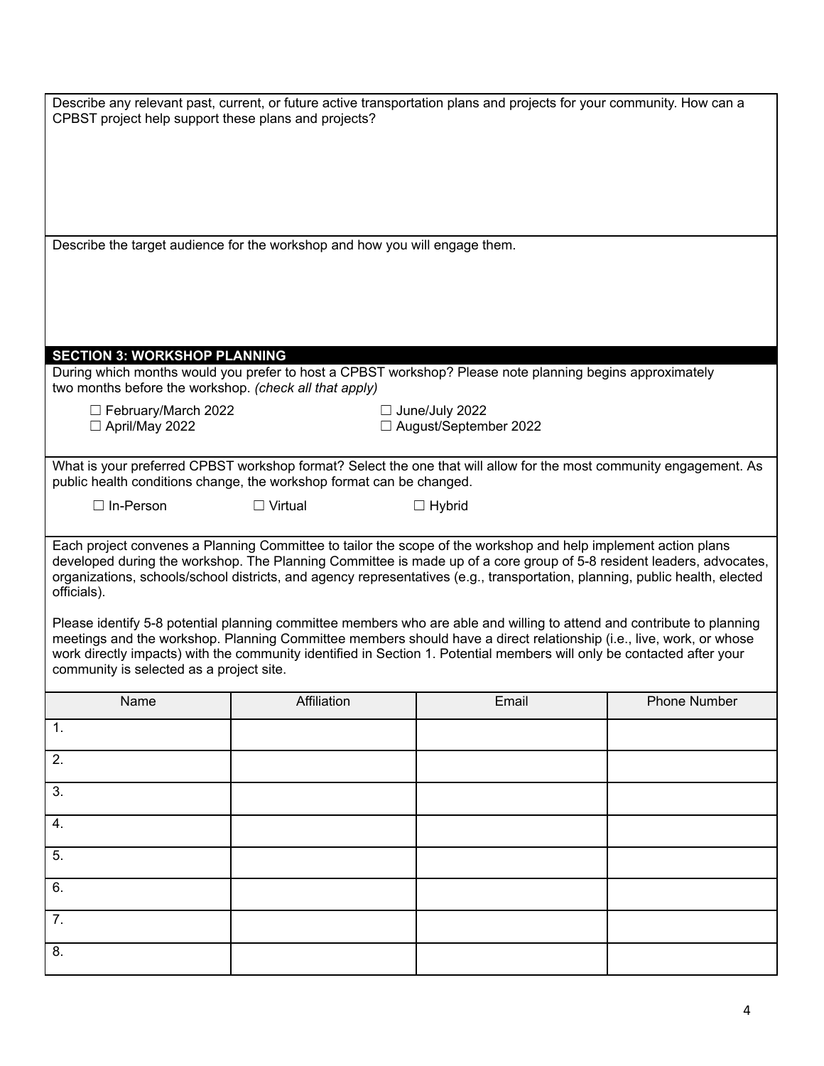Describe any relevant past, current, or future active transportation plans and projects for your community. How can a CPBST project help support these plans and projects?

Describe the target audience for the workshop and how you will engage them.

## SECTION 3: WORKSHOP PLANNING

During which months would you prefer to host a CPBST workshop? Please note planning begins approximately two months before the workshop. *(check all that apply)*

☐ February/March 2022
☐ April/May 2022
☐ June/July 2022
☐ August/September 2022

What is your preferred CPBST workshop format? Select the one that will allow for the most community engagement. As public health conditions change, the workshop format can be changed.

☐ In-Person ☐ Virtual ☐ Hybrid

Each project convenes a Planning Committee to tailor the scope of the workshop and help implement action plans developed during the workshop. The Planning Committee is made up of a core group of 5-8 resident leaders, advocates, organizations, schools/school districts, and agency representatives (e.g., transportation, planning, public health, elected officials).

Please identify 5-8 potential planning committee members who are able and willing to attend and contribute to planning meetings and the workshop. Planning Committee members should have a direct relationship (i.e., live, work, or whose work directly impacts) with the community identified in Section 1. Potential members will only be contacted after your community is selected as a project site.

| Name | Affiliation | Email | Phone Number |
|---|---|---|---|
| 1. | | | |
| 2. | | | |
| 3. | | | |
| 4. | | | |
| 5. | | | |
| 6. | | | |
| 7. | | | |
| 8. | | | |